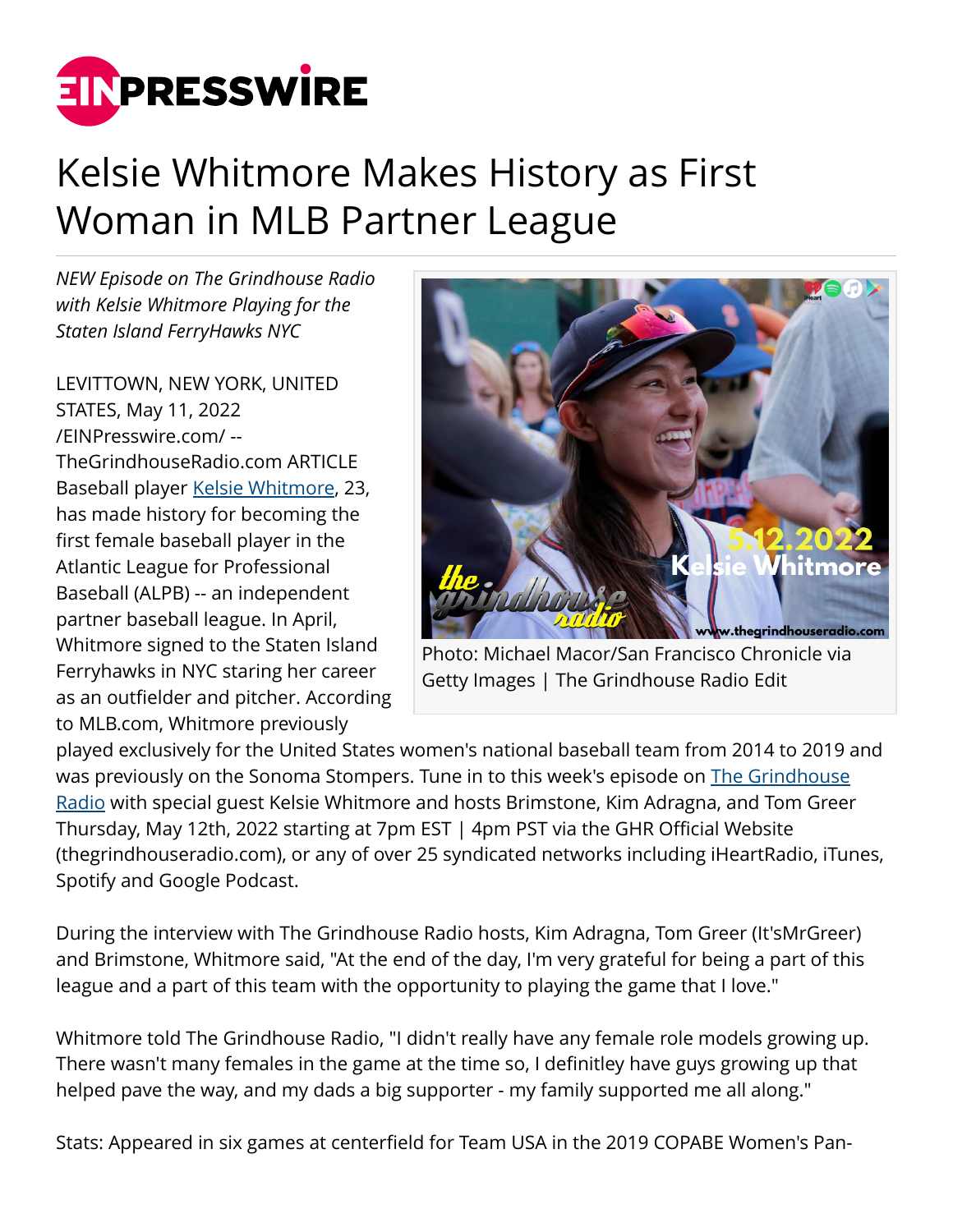# Kelsie Whitmore Makes History as First Woman in MLB Partner League

*NEW Episode on The Grindhouse Radio with Kelsie Whitmore Playing for the Staten Island FerryHawks NYC*

Photo: Michael Macor/San Francisco Chronicle via Getty Images | The Grindhouse Radio Edit

LEVITTOWN, NEW YORK, UNITED STATES, May 11, 2022 /EINPresswire.com/ -- TheGrindhouseRadio.com ARTICLE Baseball player Kelsie Whitmore, 23, has made history for becoming the first female baseball player in the Atlantic League for Professional Baseball (ALPB) -- an independent partner baseball league. In April, Whitmore signed to the Staten Island Ferryhawks in NYC staring her career as an outfielder and pitcher. According to MLB.com, Whitmore previously played exclusively for the United States women's national baseball team from 2014 to 2019 and was previously on the Sonoma Stompers. Tune in to this week's episode on The Grindhouse Radio with special guest Kelsie Whitmore and hosts Brimstone, Kim Adragna, and Tom Greer Thursday, May 12th, 2022 starting at 7pm EST | 4pm PST via the GHR Official Website (thegrindhouseradio.com), or any of over 25 syndicated networks including iHeartRadio, iTunes, Spotify and Google Podcast.

During the interview with The Grindhouse Radio hosts, Kim Adragna, Tom Greer (It'sMrGreer) and Brimstone, Whitmore said, "At the end of the day, I'm very grateful for being a part of this league and a part of this team with the opportunity to playing the game that I love."

Whitmore told The Grindhouse Radio, "I didn't really have any female role models growing up. There wasn't many females in the game at the time so, I definitley have guys growing up that helped pave the way, and my dads a big supporter - my family supported me all along."

Stats: Appeared in six games at centerfield for Team USA in the 2019 COPABE Women's Pan-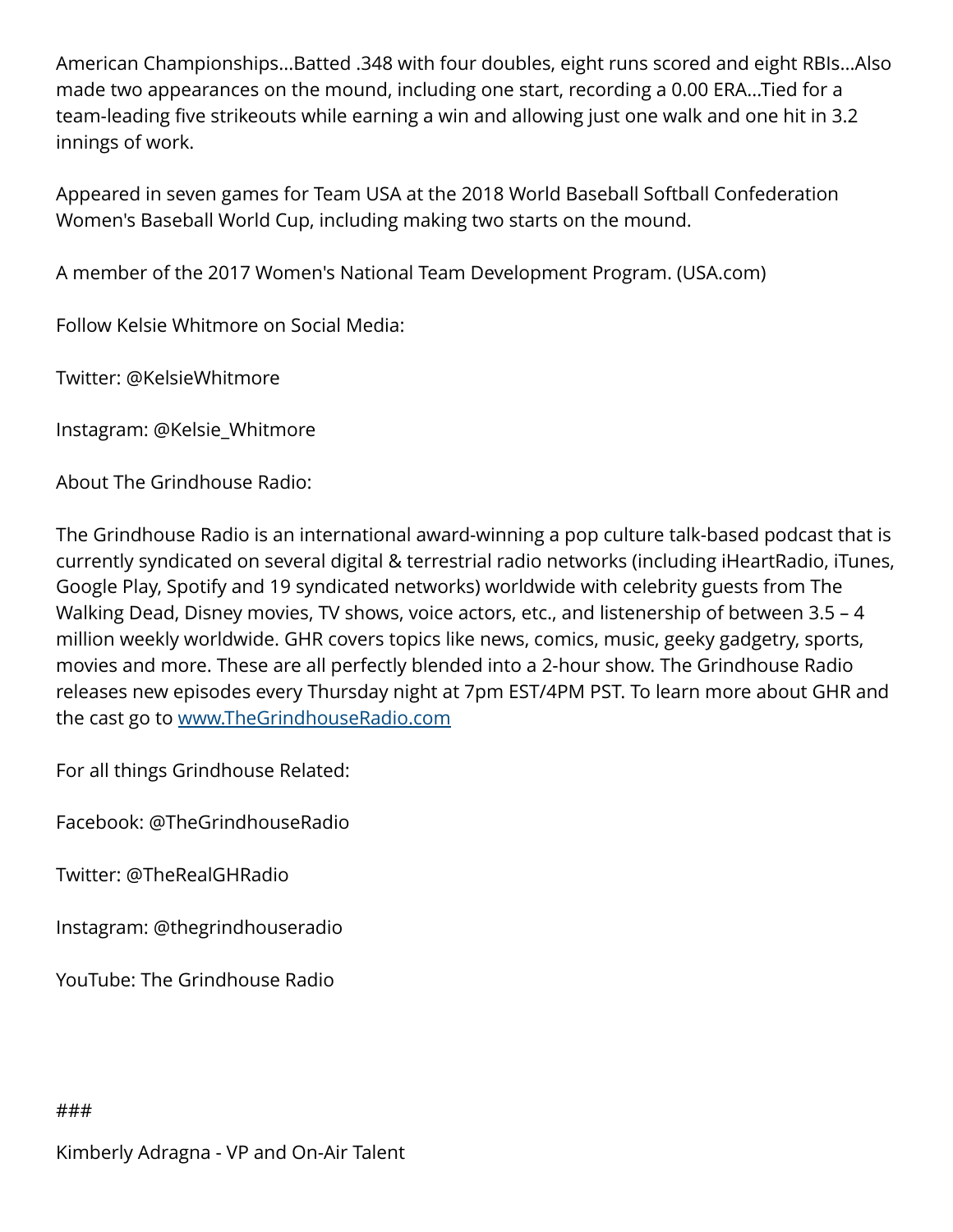American Championships...Batted .348 with four doubles, eight runs scored and eight RBIs...Also made two appearances on the mound, including one start, recording a 0.00 ERA...Tied for a team-leading five strikeouts while earning a win and allowing just one walk and one hit in 3.2 innings of work.

Appeared in seven games for Team USA at the 2018 World Baseball Softball Confederation Women's Baseball World Cup, including making two starts on the mound.

A member of the 2017 Women's National Team Development Program. (USA.com)

Follow Kelsie Whitmore on Social Media:

Twitter: @KelsieWhitmore

Instagram: @Kelsie_Whitmore

About The Grindhouse Radio:

The Grindhouse Radio is an international award-winning a pop culture talk-based podcast that is currently syndicated on several digital & terrestrial radio networks (including iHeartRadio, iTunes, Google Play, Spotify and 19 syndicated networks) worldwide with celebrity guests from The Walking Dead, Disney movies, TV shows, voice actors, etc., and listenership of between 3.5 – 4 million weekly worldwide. GHR covers topics like news, comics, music, geeky gadgetry, sports, movies and more. These are all perfectly blended into a 2-hour show. The Grindhouse Radio releases new episodes every Thursday night at 7pm EST/4PM PST. To learn more about GHR and the cast go to [www.TheGrindhouseRadio.com](http://www.TheGrindhouseRadio.com)

For all things Grindhouse Related:

Facebook: @TheGrindhouseRadio

Twitter: @TheRealGHRadio

Instagram: @thegrindhouseradio

YouTube: The Grindhouse Radio

###

Kimberly Adragna - VP and On-Air Talent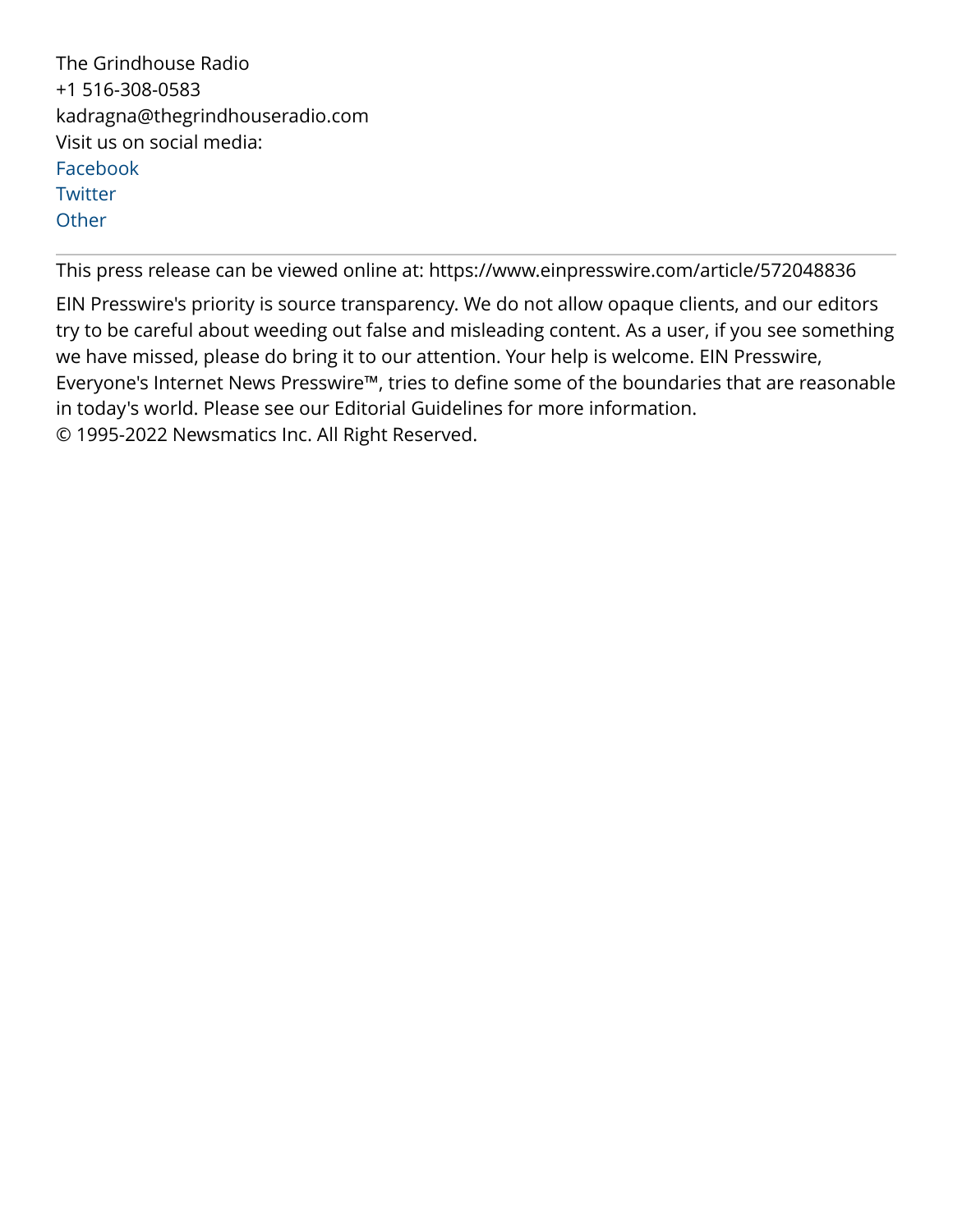The Grindhouse Radio
+1 516-308-0583
kadragna@thegrindhouseradio.com
Visit us on social media:
Facebook
Twitter
Other

---

This press release can be viewed online at: https://www.einpresswire.com/article/572048836

EIN Presswire's priority is source transparency. We do not allow opaque clients, and our editors try to be careful about weeding out false and misleading content. As a user, if you see something we have missed, please do bring it to our attention. Your help is welcome. EIN Presswire, Everyone's Internet News Presswire™, tries to define some of the boundaries that are reasonable in today's world. Please see our Editorial Guidelines for more information.
© 1995-2022 Newsmatics Inc. All Right Reserved.